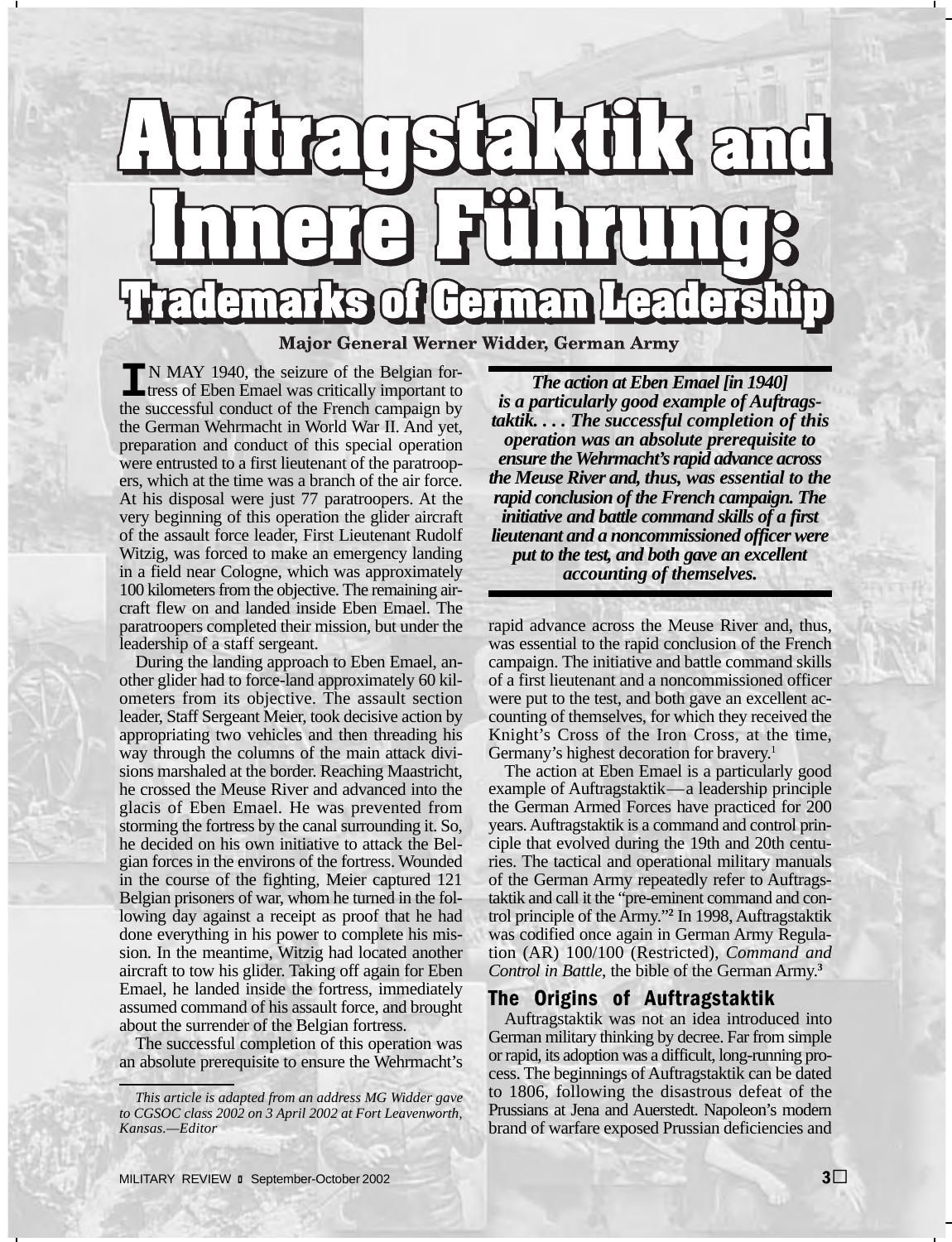# Auftragstaktik and Innere Führung: Trademarks of German Leadership

**Major General Werner Widder, German Army**

IN MAY 1940, the seizure of the Belgian fortress of Eben Emael was critically important to the successful conduct of the French campaign by the German Wehrmacht in World War II. And yet, preparation and conduct of this special operation were entrusted to a first lieutenant of the paratroopers, which at the time was a branch of the air force. At his disposal were just 77 paratroopers. At the very beginning of this operation the glider aircraft of the assault force leader, First Lieutenant Rudolf Witzig, was forced to make an emergency landing in a field near Cologne, which was approximately 100 kilometers from the objective. The remaining aircraft flew on and landed inside Eben Emael. The paratroopers completed their mission, but under the leadership of a staff sergeant.

During the landing approach to Eben Emael, another glider had to force-land approximately 60 kilometers from its objective. The assault section leader, Staff Sergeant Meier, took decisive action by appropriating two vehicles and then threading his way through the columns of the main attack divisions marshaled at the border. Reaching Maastricht, he crossed the Meuse River and advanced into the glacis of Eben Emael. He was prevented from storming the fortress by the canal surrounding it. So, he decided on his own initiative to attack the Belgian forces in the environs of the fortress. Wounded in the course of the fighting, Meier captured 121 Belgian prisoners of war, whom he turned in the following day against a receipt as proof that he had done everything in his power to complete his mission. In the meantime, Witzig had located another aircraft to tow his glider. Taking off again for Eben Emael, he landed inside the fortress, immediately assumed command of his assault force, and brought about the surrender of the Belgian fortress.

The successful completion of this operation was an absolute prerequisite to ensure the Wehrmacht's rapid advance across the Meuse River and, thus, was essential to the rapid conclusion of the French campaign. The initiative and battle command skills of a first lieutenant and a noncommissioned officer were put to the test, and both gave an excellent accounting of themselves, for which they received the Knight's Cross of the Iron Cross, at the time, Germany's highest decoration for bravery.[1]

> ***The action at Eben Emael [in 1940] is a particularly good example of Auftragstaktik. . . . The successful completion of this operation was an absolute prerequisite to ensure the Wehrmacht's rapid advance across the Meuse River and, thus, was essential to the rapid conclusion of the French campaign. The initiative and battle command skills of a first lieutenant and a noncommissioned officer were put to the test, and both gave an excellent accounting of themselves.***

The action at Eben Emael is a particularly good example of Auftragstaktik—a leadership principle the German Armed Forces have practiced for 200 years. Auftragstaktik is a command and control principle that evolved during the 19th and 20th centuries. The tactical and operational military manuals of the German Army repeatedly refer to Auftragstaktik and call it the "pre-eminent command and control principle of the Army."[2] In 1998, Auftragstaktik was codified once again in German Army Regulation (AR) 100/100 (Restricted), *Command and Control in Battle*, the bible of the German Army.[3]

## The Origins of Auftragstaktik

Auftragstaktik was not an idea introduced into German military thinking by decree. Far from simple or rapid, its adoption was a difficult, long-running process. The beginnings of Auftragstaktik can be dated to 1806, following the disastrous defeat of the Prussians at Jena and Auerstedt. Napoleon's modern brand of warfare exposed Prussian deficiencies and

---

*This article is adapted from an address MG Widder gave to CGSOC class 2002 on 3 April 2002 at Fort Leavenworth, Kansas.—Editor*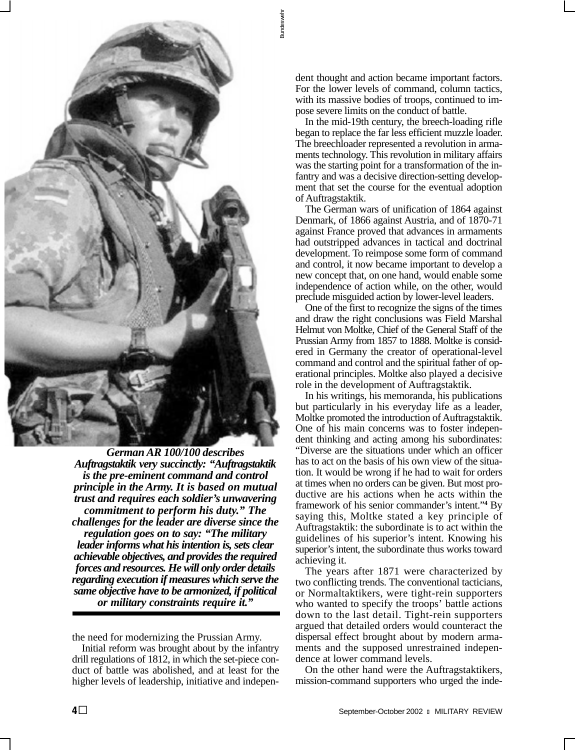*German AR 100/100 describes Auftragstaktik very succinctly: "Auftragstaktik is the pre-eminent command and control principle in the Army. It is based on mutual trust and requires each soldier's unwavering commitment to perform his duty." The challenges for the leader are diverse since the regulation goes on to say: "The military leader informs what his intention is, sets clear achievable objectives, and provides the required forces and resources. He will only order details regarding execution if measures which serve the same objective have to be armonized, if political or military constraints require it."*

the need for modernizing the Prussian Army.

Initial reform was brought about by the infantry drill regulations of 1812, in which the set-piece conduct of battle was abolished, and at least for the higher levels of leadership, initiative and independent thought and action became important factors. For the lower levels of command, column tactics, with its massive bodies of troops, continued to impose severe limits on the conduct of battle.

In the mid-19th century, the breech-loading rifle began to replace the far less efficient muzzle loader. The breechloader represented a revolution in armaments technology. This revolution in military affairs was the starting point for a transformation of the infantry and was a decisive direction-setting development that set the course for the eventual adoption of Auftragstaktik.

The German wars of unification of 1864 against Denmark, of 1866 against Austria, and of 1870-71 against France proved that advances in armaments had outstripped advances in tactical and doctrinal development. To reimpose some form of command and control, it now became important to develop a new concept that, on one hand, would enable some independence of action while, on the other, would preclude misguided action by lower-level leaders.

One of the first to recognize the signs of the times and draw the right conclusions was Field Marshal Helmut von Moltke, Chief of the General Staff of the Prussian Army from 1857 to 1888. Moltke is considered in Germany the creator of operational-level command and control and the spiritual father of operational principles. Moltke also played a decisive role in the development of Auftragstaktik.

In his writings, his memoranda, his publications but particularly in his everyday life as a leader, Moltke promoted the introduction of Auftragstaktik. One of his main concerns was to foster independent thinking and acting among his subordinates: "Diverse are the situations under which an officer has to act on the basis of his own view of the situation. It would be wrong if he had to wait for orders at times when no orders can be given. But most productive are his actions when he acts within the framework of his senior commander's intent."[4] By saying this, Moltke stated a key principle of Auftragstaktik: the subordinate is to act within the guidelines of his superior's intent. Knowing his superior's intent, the subordinate thus works toward achieving it.

The years after 1871 were characterized by two conflicting trends. The conventional tacticians, or Normaltaktikers, were tight-rein supporters who wanted to specify the troops' battle actions down to the last detail. Tight-rein supporters argued that detailed orders would counteract the dispersal effect brought about by modern armaments and the supposed unrestrained independence at lower command levels.

On the other hand were the Auftragstaktikers, mission-command supporters who urged the inde-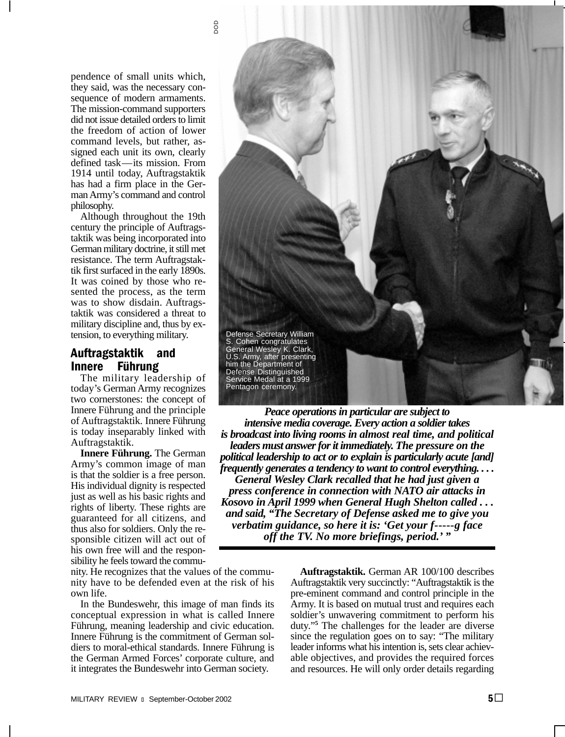pendence of small units which, they said, was the necessary consequence of modern armaments. The mission-command supporters did not issue detailed orders to limit the freedom of action of lower command levels, but rather, assigned each unit its own, clearly defined task—its mission. From 1914 until today, Auftragstaktik has had a firm place in the German Army's command and control philosophy.

Although throughout the 19th century the principle of Auftragstaktik was being incorporated into German military doctrine, it still met resistance. The term Auftragstaktik first surfaced in the early 1890s. It was coined by those who resented the process, as the term was to show disdain. Auftragstaktik was considered a threat to military discipline and, thus by extension, to everything military.

Defense Secretary William S. Cohen congratulates General Wesley K. Clark, U.S. Army, after presenting him the Department of Defense Distinguished Service Medal at a 1999 Pentagon ceremony.

***Peace operations in particular are subject to intensive media coverage. Every action a soldier takes is broadcast into living rooms in almost real time, and political leaders must answer for it immediately. The pressure on the political leadership to act or to explain is particularly acute [and] frequently generates a tendency to want to control everything. . . . General Wesley Clark recalled that he had just given a press conference in connection with NATO air attacks in Kosovo in April 1999 when General Hugh Shelton called . . . and said, "The Secretary of Defense asked me to give you verbatim guidance, so here it is: 'Get your f-----g face off the TV. No more briefings, period.' "***

## Auftragstaktik and Innere Führung

The military leadership of today's German Army recognizes two cornerstones: the concept of Innere Führung and the principle of Auftragstaktik. Innere Führung is today inseparably linked with Auftragstaktik.

**Innere Führung.** The German Army's common image of man is that the soldier is a free person. His individual dignity is respected just as well as his basic rights and rights of liberty. These rights are guaranteed for all citizens, and thus also for soldiers. Only the responsible citizen will act out of his own free will and the responsibility he feels toward the community. He recognizes that the values of the community have to be defended even at the risk of his own life.

In the Bundeswehr, this image of man finds its conceptual expression in what is called Innere Führung, meaning leadership and civic education. Innere Führung is the commitment of German soldiers to moral-ethical standards. Innere Führung is the German Armed Forces' corporate culture, and it integrates the Bundeswehr into German society.

**Auftragstaktik.** German AR 100/100 describes Auftragstaktik very succinctly: "Auftragstaktik is the pre-eminent command and control principle in the Army. It is based on mutual trust and requires each soldier's unwavering commitment to perform his duty."[5] The challenges for the leader are diverse since the regulation goes on to say: "The military leader informs what his intention is, sets clear achievable objectives, and provides the required forces and resources. He will only order details regarding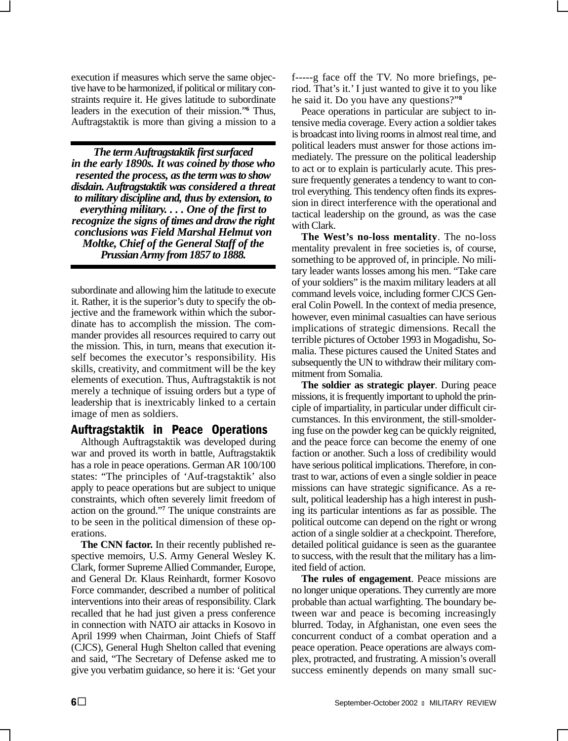execution if measures which serve the same objective have to be harmonized, if political or military constraints require it. He gives latitude to subordinate leaders in the execution of their mission."[6] Thus, Auftragstaktik is more than giving a mission to a subordinate and allowing him the latitude to execute it. Rather, it is the superior's duty to specify the objective and the framework within which the subordinate has to accomplish the mission. The commander provides all resources required to carry out the mission. This, in turn, means that execution itself becomes the executor's responsibility. His skills, creativity, and commitment will be the key elements of execution. Thus, Auftragstaktik is not merely a technique of issuing orders but a type of leadership that is inextricably linked to a certain image of men as soldiers.

> ***The term Auftragstaktik first surfaced in the early 1890s. It was coined by those who resented the process, as the term was to show disdain. Auftragstaktik was considered a threat to military discipline and, thus by extension, to everything military. . . . One of the first to recognize the signs of times and draw the right conclusions was Field Marshal Helmut von Moltke, Chief of the General Staff of the Prussian Army from 1857 to 1888.***

## Auftragstaktik in Peace Operations

Although Auftragstaktik was developed during war and proved its worth in battle, Auftragstaktik has a role in peace operations. German AR 100/100 states: "The principles of 'Auf-tragstaktik' also apply to peace operations but are subject to unique constraints, which often severely limit freedom of action on the ground."[7] The unique constraints are to be seen in the political dimension of these operations.

**The CNN factor.** In their recently published respective memoirs, U.S. Army General Wesley K. Clark, former Supreme Allied Commander, Europe, and General Dr. Klaus Reinhardt, former Kosovo Force commander, described a number of political interventions into their areas of responsibility. Clark recalled that he had just given a press conference in connection with NATO air attacks in Kosovo in April 1999 when Chairman, Joint Chiefs of Staff (CJCS), General Hugh Shelton called that evening and said, "The Secretary of Defense asked me to give you verbatim guidance, so here it is: 'Get your f-----g face off the TV. No more briefings, period. That's it.' I just wanted to give it to you like he said it. Do you have any questions?"[8]

Peace operations in particular are subject to intensive media coverage. Every action a soldier takes is broadcast into living rooms in almost real time, and political leaders must answer for those actions immediately. The pressure on the political leadership to act or to explain is particularly acute. This pressure frequently generates a tendency to want to control everything. This tendency often finds its expression in direct interference with the operational and tactical leadership on the ground, as was the case with Clark.

**The West's no-loss mentality**. The no-loss mentality prevalent in free societies is, of course, something to be approved of, in principle. No military leader wants losses among his men. "Take care of your soldiers" is the maxim military leaders at all command levels voice, including former CJCS General Colin Powell. In the context of media presence, however, even minimal casualties can have serious implications of strategic dimensions. Recall the terrible pictures of October 1993 in Mogadishu, Somalia. These pictures caused the United States and subsequently the UN to withdraw their military commitment from Somalia.

**The soldier as strategic player**. During peace missions, it is frequently important to uphold the principle of impartiality, in particular under difficult circumstances. In this environment, the still-smoldering fuse on the powder keg can be quickly reignited, and the peace force can become the enemy of one faction or another. Such a loss of credibility would have serious political implications. Therefore, in contrast to war, actions of even a single soldier in peace missions can have strategic significance. As a result, political leadership has a high interest in pushing its particular intentions as far as possible. The political outcome can depend on the right or wrong action of a single soldier at a checkpoint. Therefore, detailed political guidance is seen as the guarantee to success, with the result that the military has a limited field of action.

**The rules of engagement**. Peace missions are no longer unique operations. They currently are more probable than actual warfighting. The boundary between war and peace is becoming increasingly blurred. Today, in Afghanistan, one even sees the concurrent conduct of a combat operation and a peace operation. Peace operations are always complex, protracted, and frustrating. A mission's overall success eminently depends on many small suc-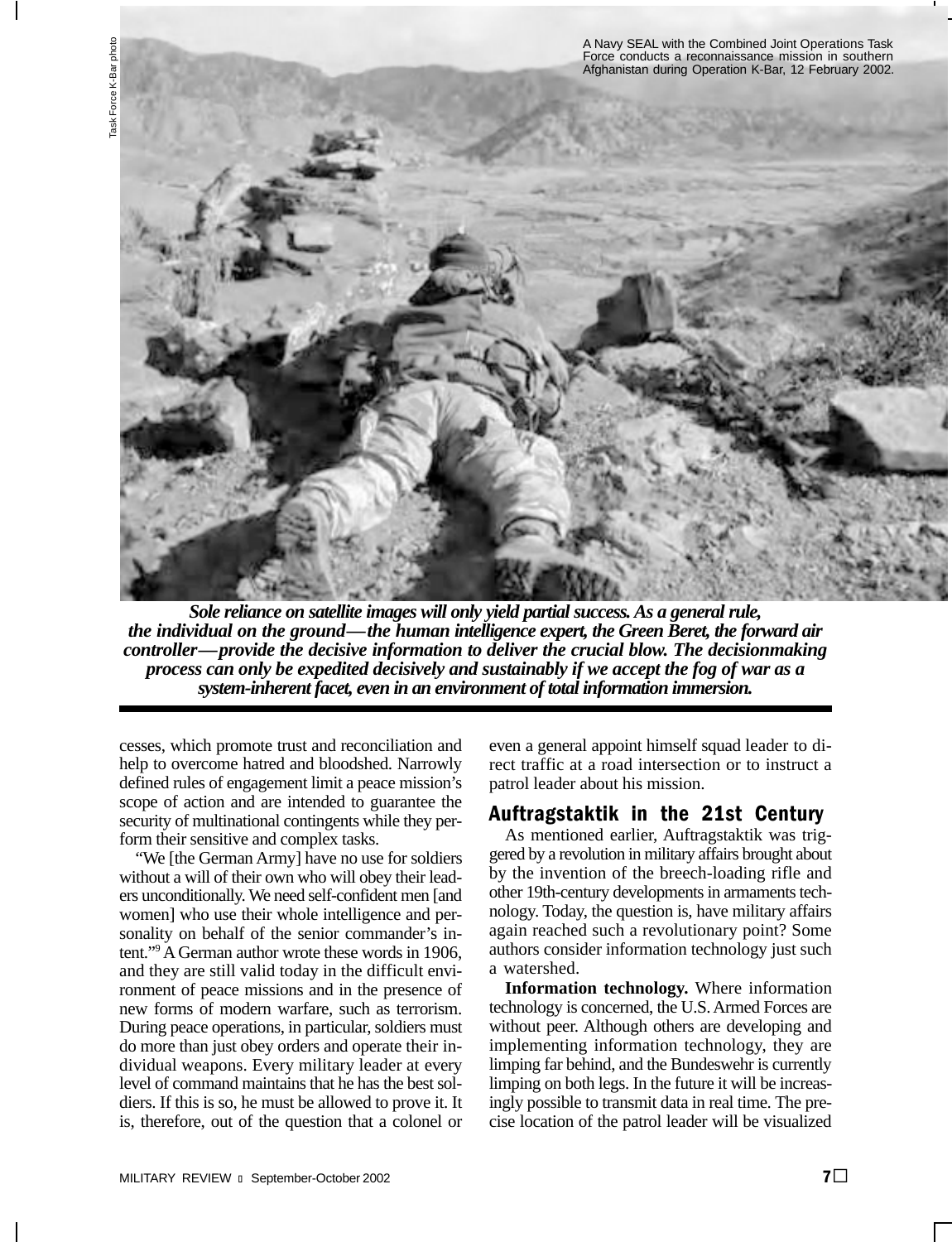A Navy SEAL with the Combined Joint Operations Task Force conducts a reconnaissance mission in southern Afghanistan during Operation K-Bar, 12 February 2002.

Task Force K-Bar photo

***Sole reliance on satellite images will only yield partial success. As a general rule, the individual on the ground—the human intelligence expert, the Green Beret, the forward air controller—provide the decisive information to deliver the crucial blow. The decisionmaking process can only be expedited decisively and sustainably if we accept the fog of war as a system-inherent facet, even in an environment of total information immersion.***

cesses, which promote trust and reconciliation and help to overcome hatred and bloodshed. Narrowly defined rules of engagement limit a peace mission's scope of action and are intended to guarantee the security of multinational contingents while they perform their sensitive and complex tasks.

"We [the German Army] have no use for soldiers without a will of their own who will obey their leaders unconditionally. We need self-confident men [and women] who use their whole intelligence and personality on behalf of the senior commander's intent."[9] A German author wrote these words in 1906, and they are still valid today in the difficult environment of peace missions and in the presence of new forms of modern warfare, such as terrorism. During peace operations, in particular, soldiers must do more than just obey orders and operate their individual weapons. Every military leader at every level of command maintains that he has the best soldiers. If this is so, he must be allowed to prove it. It is, therefore, out of the question that a colonel or even a general appoint himself squad leader to direct traffic at a road intersection or to instruct a patrol leader about his mission.

## Auftragstaktik in the 21st Century

As mentioned earlier, Auftragstaktik was triggered by a revolution in military affairs brought about by the invention of the breech-loading rifle and other 19th-century developments in armaments technology. Today, the question is, have military affairs again reached such a revolutionary point? Some authors consider information technology just such a watershed.

**Information technology.** Where information technology is concerned, the U.S. Armed Forces are without peer. Although others are developing and implementing information technology, they are limping far behind, and the Bundeswehr is currently limping on both legs. In the future it will be increasingly possible to transmit data in real time. The precise location of the patrol leader will be visualized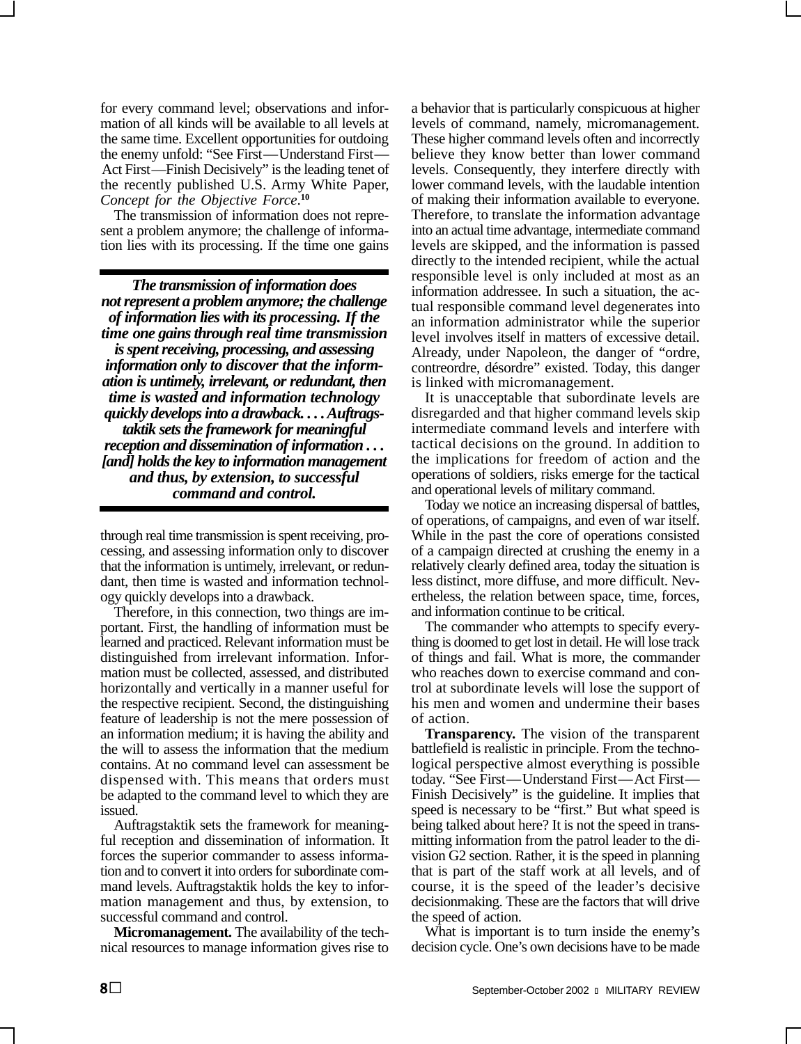for every command level; observations and information of all kinds will be available to all levels at the same time. Excellent opportunities for outdoing the enemy unfold: "See First—Understand First—Act First—Finish Decisively" is the leading tenet of the recently published U.S. Army White Paper, *Concept for the Objective Force*.[10]

The transmission of information does not represent a problem anymore; the challenge of information lies with its processing. If the time one gains through real time transmission is spent receiving, processing, and assessing information only to discover that the information is untimely, irrelevant, or redundant, then time is wasted and information technology quickly develops into a drawback.

> ***The transmission of information does not represent a problem anymore; the challenge of information lies with its processing. If the time one gains through real time transmission is spent receiving, processing, and assessing information only to discover that the information is untimely, irrelevant, or redundant, then time is wasted and information technology quickly develops into a drawback. . . . Auftragstaktik sets the framework for meaningful reception and dissemination of information . . . [and] holds the key to information management and thus, by extension, to successful command and control.***

Therefore, in this connection, two things are important. First, the handling of information must be learned and practiced. Relevant information must be distinguished from irrelevant information. Information must be collected, assessed, and distributed horizontally and vertically in a manner useful for the respective recipient. Second, the distinguishing feature of leadership is not the mere possession of an information medium; it is having the ability and the will to assess the information that the medium contains. At no command level can assessment be dispensed with. This means that orders must be adapted to the command level to which they are issued.

Auftragstaktik sets the framework for meaningful reception and dissemination of information. It forces the superior commander to assess information and to convert it into orders for subordinate command levels. Auftragstaktik holds the key to information management and thus, by extension, to successful command and control.

**Micromanagement.** The availability of the technical resources to manage information gives rise to a behavior that is particularly conspicuous at higher levels of command, namely, micromanagement. These higher command levels often and incorrectly believe they know better than lower command levels. Consequently, they interfere directly with lower command levels, with the laudable intention of making their information available to everyone. Therefore, to translate the information advantage into an actual time advantage, intermediate command levels are skipped, and the information is passed directly to the intended recipient, while the actual responsible level is only included at most as an information addressee. In such a situation, the actual responsible command level degenerates into an information administrator while the superior level involves itself in matters of excessive detail. Already, under Napoleon, the danger of "ordre, contreordre, désordre" existed. Today, this danger is linked with micromanagement.

It is unacceptable that subordinate levels are disregarded and that higher command levels skip intermediate command levels and interfere with tactical decisions on the ground. In addition to the implications for freedom of action and the operations of soldiers, risks emerge for the tactical and operational levels of military command.

Today we notice an increasing dispersal of battles, of operations, of campaigns, and even of war itself. While in the past the core of operations consisted of a campaign directed at crushing the enemy in a relatively clearly defined area, today the situation is less distinct, more diffuse, and more difficult. Nevertheless, the relation between space, time, forces, and information continue to be critical.

The commander who attempts to specify everything is doomed to get lost in detail. He will lose track of things and fail. What is more, the commander who reaches down to exercise command and control at subordinate levels will lose the support of his men and women and undermine their bases of action.

**Transparency.** The vision of the transparent battlefield is realistic in principle. From the technological perspective almost everything is possible today. "See First—Understand First—Act First—Finish Decisively" is the guideline. It implies that speed is necessary to be "first." But what speed is being talked about here? It is not the speed in transmitting information from the patrol leader to the division G2 section. Rather, it is the speed in planning that is part of the staff work at all levels, and of course, it is the speed of the leader's decisive decisionmaking. These are the factors that will drive the speed of action.

What is important is to turn inside the enemy's decision cycle. One's own decisions have to be made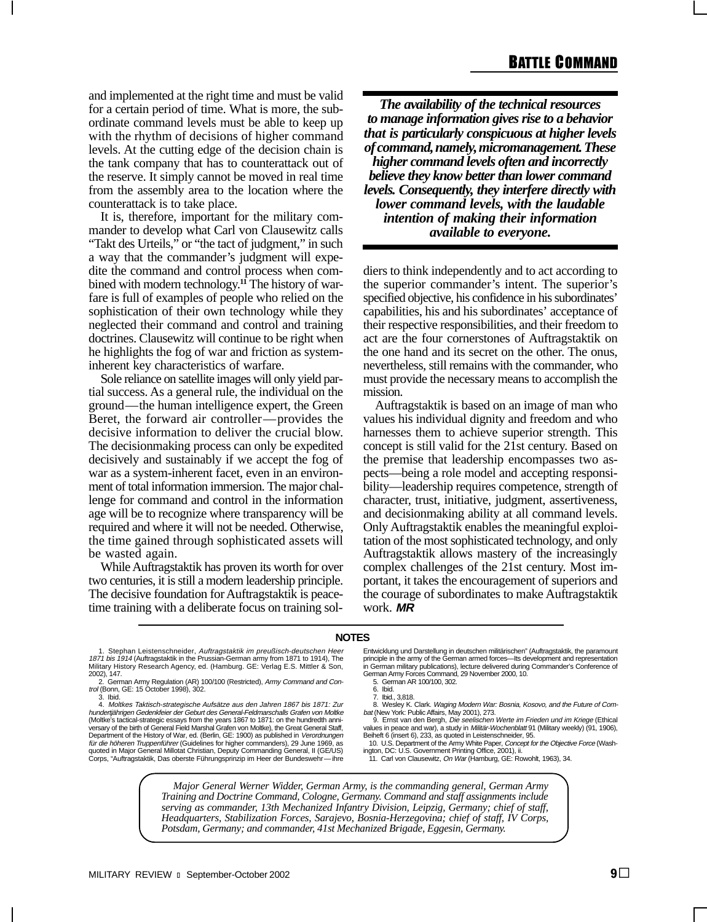and implemented at the right time and must be valid for a certain period of time. What is more, the subordinate command levels must be able to keep up with the rhythm of decisions of higher command levels. At the cutting edge of the decision chain is the tank company that has to counterattack out of the reserve. It simply cannot be moved in real time from the assembly area to the location where the counterattack is to take place.

It is, therefore, important for the military commander to develop what Carl von Clausewitz calls "Takt des Urteils," or "the tact of judgment," in such a way that the commander's judgment will expedite the command and control process when combined with modern technology.[11] The history of warfare is full of examples of people who relied on the sophistication of their own technology while they neglected their command and control and training doctrines. Clausewitz will continue to be right when he highlights the fog of war and friction as system-inherent key characteristics of warfare.

Sole reliance on satellite images will only yield partial success. As a general rule, the individual on the ground—the human intelligence expert, the Green Beret, the forward air controller—provides the decisive information to deliver the crucial blow. The decisionmaking process can only be expedited decisively and sustainably if we accept the fog of war as a system-inherent facet, even in an environment of total information immersion. The major challenge for command and control in the information age will be to recognize where transparency will be required and where it will not be needed. Otherwise, the time gained through sophisticated assets will be wasted again.

While Auftragstaktik has proven its worth for over two centuries, it is still a modern leadership principle. The decisive foundation for Auftragstaktik is peacetime training with a deliberate focus on training soldiers to think independently and to act according to the superior commander's intent. The superior's specified objective, his confidence in his subordinates' capabilities, his and his subordinates' acceptance of their respective responsibilities, and their freedom to act are the four cornerstones of Auftragstaktik on the one hand and its secret on the other. The onus, nevertheless, still remains with the commander, who must provide the necessary means to accomplish the mission.

***The availability of the technical resources to manage information gives rise to a behavior that is particularly conspicuous at higher levels of command, namely, micromanagement. These higher command levels often and incorrectly believe they know better than lower command levels. Consequently, they interfere directly with lower command levels, with the laudable intention of making their information available to everyone.***

Auftragstaktik is based on an image of man who values his individual dignity and freedom and who harnesses them to achieve superior strength. This concept is still valid for the 21st century. Based on the premise that leadership encompasses two aspects—being a role model and accepting responsibility—leadership requires competence, strength of character, trust, initiative, judgment, assertiveness, and decisionmaking ability at all command levels. Only Auftragstaktik enables the meaningful exploitation of the most sophisticated technology, and only Auftragstaktik allows mastery of the increasingly complex challenges of the 21st century. Most important, it takes the encouragement of superiors and the courage of subordinates to make Auftragstaktik work. ***MR***

## NOTES

1. Stephan Leistenschneider, *Auftragstaktik im preußisch-deutschen Heer 1871 bis 1914* (Auftragstaktik in the Prussian-German army from 1871 to 1914), The Military History Research Agency, ed. (Hamburg. GE: Verlag E.S. Mittler & Son, 2002), 147.
2. German Army Regulation (AR) 100/100 (Restricted), *Army Command and Control* (Bonn, GE: 15 October 1998), 302.
3. Ibid.
4. *Moltkes Taktisch-strategische Aufsätze aus den Jahren 1867 bis 1871: Zur hundertjährigen Gedenkfeier der Geburt des General-Feldmarschalls Grafen von Moltke* (Moltke's tactical-strategic essays from the years 1867 to 1871: on the hundredth anniversary of the birth of General Field Marshal Grafen von Moltke), the Great General Staff, Department of the History of War, ed. (Berlin, GE: 1900) as published in *Verordnungen für die höheren Truppenführer* (Guidelines for higher commanders), 29 June 1969, as quoted in Major General Millotat Christian, Deputy Commanding General, II (GE/US) Corps, "Auftragstaktik, Das oberste Führungsprinzip im Heer der Bundeswehr—ihre Entwicklung und Darstellung in deutschen militärischen" (Auftragstaktik, the paramount principle in the army of the German armed forces—Its development and representation in German military publications), lecture delivered during Commander's Conference of German Army Forces Command, 29 November 2000, 10.
5. German AR 100/100, 302.
6. Ibid.
7. Ibid., 3,818.
8. Wesley K. Clark. *Waging Modern War: Bosnia, Kosovo, and the Future of Combat* (New York: Public Affairs, May 2001), 273.
9. Ernst van den Bergh, *Die seelischen Werte im Frieden und im Kriege* (Ethical values in peace and war), a study in *Militär-Wochenblatt* 91 (Military weekly) (91, 1906), Beiheft 6 (insert 6), 233, as quoted in Leistenschneider, 95.
10. U.S. Department of the Army White Paper, *Concept for the Objective Force* (Washington, DC: U.S. Government Printing Office, 2001), ii.
11. Carl von Clausewitz, *On War* (Hamburg, GE: Rowohlt, 1963), 34.

*Major General Werner Widder, German Army, is the commanding general, German Army Training and Doctrine Command, Cologne, Germany. Command and staff assignments include serving as commander, 13th Mechanized Infantry Division, Leipzig, Germany; chief of staff, Headquarters, Stabilization Forces, Sarajevo, Bosnia-Herzegovina; chief of staff, IV Corps, Potsdam, Germany; and commander, 41st Mechanized Brigade, Eggesin, Germany.*